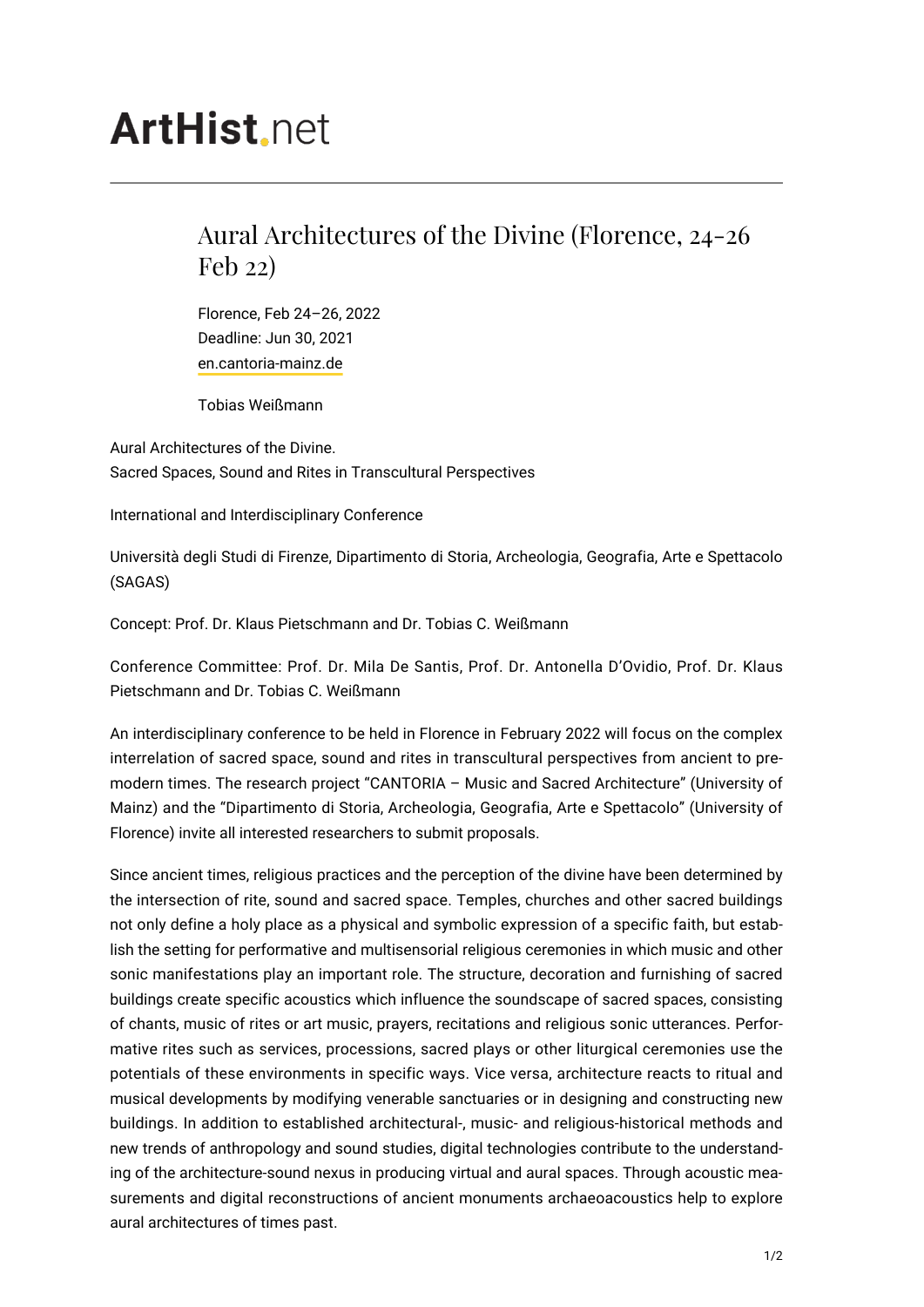# ArtHist.net

## Aural Architectures of the Divine (Florence, 24-26 Feb 22)

Florence, Feb 24–26, 2022
Deadline: Jun 30, 2021
en.cantoria-mainz.de

Tobias Weißmann

Aural Architectures of the Divine.
Sacred Spaces, Sound and Rites in Transcultural Perspectives

International and Interdisciplinary Conference

Università degli Studi di Firenze, Dipartimento di Storia, Archeologia, Geografia, Arte e Spettacolo (SAGAS)

Concept: Prof. Dr. Klaus Pietschmann and Dr. Tobias C. Weißmann

Conference Committee: Prof. Dr. Mila De Santis, Prof. Dr. Antonella D'Ovidio, Prof. Dr. Klaus Pietschmann and Dr. Tobias C. Weißmann

An interdisciplinary conference to be held in Florence in February 2022 will focus on the complex interrelation of sacred space, sound and rites in transcultural perspectives from ancient to pre-modern times. The research project "CANTORIA – Music and Sacred Architecture" (University of Mainz) and the "Dipartimento di Storia, Archeologia, Geografia, Arte e Spettacolo" (University of Florence) invite all interested researchers to submit proposals.

Since ancient times, religious practices and the perception of the divine have been determined by the intersection of rite, sound and sacred space. Temples, churches and other sacred buildings not only define a holy place as a physical and symbolic expression of a specific faith, but establish the setting for performative and multisensorial religious ceremonies in which music and other sonic manifestations play an important role. The structure, decoration and furnishing of sacred buildings create specific acoustics which influence the soundscape of sacred spaces, consisting of chants, music of rites or art music, prayers, recitations and religious sonic utterances. Performative rites such as services, processions, sacred plays or other liturgical ceremonies use the potentials of these environments in specific ways. Vice versa, architecture reacts to ritual and musical developments by modifying venerable sanctuaries or in designing and constructing new buildings. In addition to established architectural-, music- and religious-historical methods and new trends of anthropology and sound studies, digital technologies contribute to the understanding of the architecture-sound nexus in producing virtual and aural spaces. Through acoustic measurements and digital reconstructions of ancient monuments archaeoacoustics help to explore aural architectures of times past.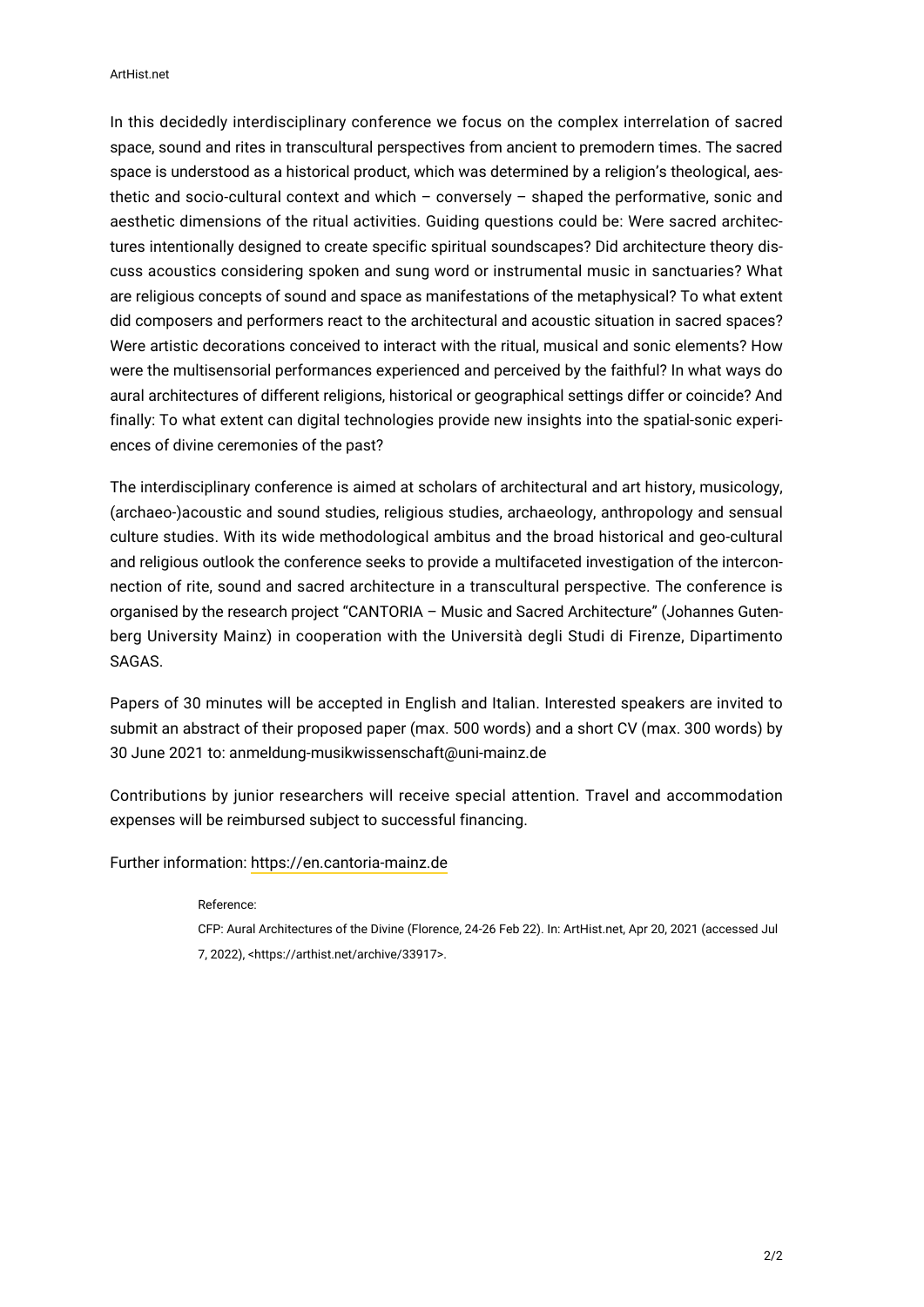In this decidedly interdisciplinary conference we focus on the complex interrelation of sacred space, sound and rites in transcultural perspectives from ancient to premodern times. The sacred space is understood as a historical product, which was determined by a religion's theological, aesthetic and socio-cultural context and which – conversely – shaped the performative, sonic and aesthetic dimensions of the ritual activities. Guiding questions could be: Were sacred architectures intentionally designed to create specific spiritual soundscapes? Did architecture theory discuss acoustics considering spoken and sung word or instrumental music in sanctuaries? What are religious concepts of sound and space as manifestations of the metaphysical? To what extent did composers and performers react to the architectural and acoustic situation in sacred spaces? Were artistic decorations conceived to interact with the ritual, musical and sonic elements? How were the multisensorial performances experienced and perceived by the faithful? In what ways do aural architectures of different religions, historical or geographical settings differ or coincide? And finally: To what extent can digital technologies provide new insights into the spatial-sonic experiences of divine ceremonies of the past?

The interdisciplinary conference is aimed at scholars of architectural and art history, musicology, (archaeo-)acoustic and sound studies, religious studies, archaeology, anthropology and sensual culture studies. With its wide methodological ambitus and the broad historical and geo-cultural and religious outlook the conference seeks to provide a multifaceted investigation of the interconnection of rite, sound and sacred architecture in a transcultural perspective. The conference is organised by the research project "CANTORIA – Music and Sacred Architecture" (Johannes Gutenberg University Mainz) in cooperation with the Università degli Studi di Firenze, Dipartimento SAGAS.

Papers of 30 minutes will be accepted in English and Italian. Interested speakers are invited to submit an abstract of their proposed paper (max. 500 words) and a short CV (max. 300 words) by 30 June 2021 to: anmeldung-musikwissenschaft@uni-mainz.de

Contributions by junior researchers will receive special attention. Travel and accommodation expenses will be reimbursed subject to successful financing.

Further information: https://en.cantoria-mainz.de

Reference:

CFP: Aural Architectures of the Divine (Florence, 24-26 Feb 22). In: ArtHist.net, Apr 20, 2021 (accessed Jul 7, 2022), <https://arthist.net/archive/33917>.